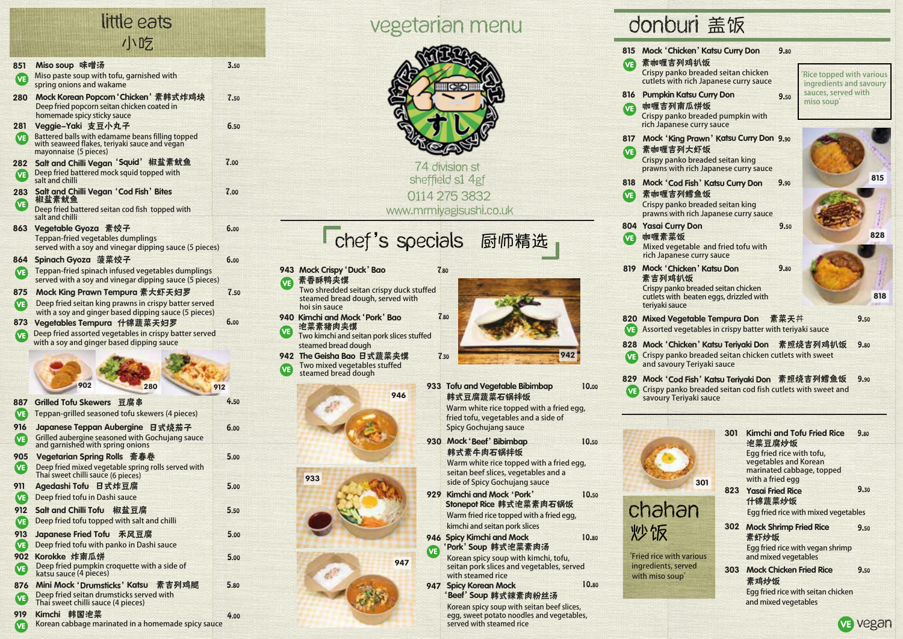# vegetarian menu

74 division st
sheffield s1 4gf
0114 275 3832
www.mrmiyagisushi.co.uk

## little eats 小吃

**851 Miso soup 味噌汤** — 3.50
VE
Miso paste soup with tofu, garnished with spring onions and wakame

**280 Mock Korean Popcorn 'Chicken' 素韩式炸鸡块** — 7.50
Deep fried popcorn seitan chicken coated in homemade spicy sticky sauce

**281 Veggie–Yaki 支豆小丸子** — 6.50
VE
Battered balls with edamame beans filling topped with seaweed flakes, teriyaki sauce and vegan mayonnaise (5 pieces)

**282 Salt and Chilli Vegan 'Squid' 椒盐素鱿鱼** — 7.00
VE
Deep fried battered mock squid topped with salt and chilli

**283 Salt and Chilli Vegan 'Cod Fish' Bites 椒盐素鱿鱼** — 7.00
VE
Deep fried battered seitan cod fish topped with salt and chilli

**863 Vegetable Gyoza 素饺子** — 6.00
Teppan-fried vegetables dumplings served with a soy and vinegar dipping sauce (5 pieces)

**864 Spinach Gyoza 菠菜饺子** — 6.00
VE
Teppan-fried spinach infused vegetables dumplings served with a soy and vinegar dipping sauce (5 pieces)

**875 Mock King Prawn Tempura 素大虾天妇罗** — 7.50
VE
Deep fried seitan king prawns in crispy batter served with a soy and ginger based dipping sauce (5 pieces)

**873 Vegetables Tempura 什锦蔬菜天妇罗** — 6.00
VE
Deep fried assorted vegetables in crispy batter served with a soy and ginger based dipping sauce

902 280 912

**887 Grilled Tofu Skewers 豆腐串** — 4.50
VE
Teppan-grilled seasoned tofu skewers (4 pieces)

**916 Japanese Teppan Aubergine 日式烧茄子** — 6.00
VE
Grilled aubergine seasoned with Gochujang sauce and garnished with spring onions

**905 Vegetarian Spring Rolls 斋春卷** — 5.00
VE
Deep fried mixed vegetable spring rolls served with Thai sweet chilli sauce (6 pieces)

**911 Agedashi Tofu 日式炸豆腐** — 5.00
VE
Deep fried tofu in Dashi sauce

**912 Salt and Chilli Tofu 椒盐豆腐** — 5.50
VE
Deep fried tofu topped with salt and chilli

**913 Japanese Fried Tofu 禾风豆腐** — 5.00
VE
Deep fried tofu with panko in Dashi sauce

**902 Korokke 炸南瓜饼** — 5.00
VE
Deep fried pumpkin croquette with a side of katsu sauce (4 pieces)

**876 Mini Mock 'Drumsticks' Katsu 素吉列鸡腿** — 5.80
VE
Deep fried seitan drumsticks served with Thai sweet chilli sauce (4 pieces)

**919 Kimchi 韩国泡菜** — 4.00
VE
Korean cabbage marinated in a homemade spicy sauce

## chef's specials 厨师精选

**943 Mock Crispy 'Duck' Bao 素香酥鸭夹馍** — 7.80
VE
Two shredded seitan crispy duck stuffed steamed bread dough, served with hoi sin sauce

**940 Kimchi and Mock 'Pork' Bao 泡菜素猪肉夹馍** — 7.80
VE
Two kimchi and seitan pork slices stuffed steamed bread dough

**942 The Geisha Bao 日式蔬菜夹馍** — 7.30
VE
Two mixed vegetables stuffed steamed bread dough

942

946

933

947

**933 Tofu and Vegetable Bibimbap 韩式豆腐蔬菜石锅拌饭** — 10.00
Warm white rice topped with a fried egg, fried tofu, vegetables and a side of Spicy Gochujang sauce

**930 Mock 'Beef' Bibimbap 韩式素牛肉石锅拌饭** — 10.50
Warm white rice topped with a fried egg, seitan beef slices, vegetables and a side of Spicy Gochujang sauce

**929 Kimchi and Mock 'Pork' Stonepot Rice 韩式泡菜素肉石锅饭** — 10.50
Warm fried rice topped with a fried egg, kimchi and seitan pork slices

**946 Spicy Kimchi and Mock 'Pork' Soup 韩式泡菜素肉汤** — 10.80
VE
Korean spicy soup with kimchi, tofu, seitan pork slices and vegetables, served with steamed rice

**947 Spicy Korean Mock 'Beef' Soup 韩式辣素肉粉丝汤** — 10.80
Korean spicy soup with seitan beef slices, egg, sweet potato noodles and vegetables, served with steamed rice

## donburi 盖饭

'Rice topped with various ingredients and savoury sauces, served with miso soup'

**815 Mock 'Chicken' Katsu Curry Don 素咖喱吉列鸡扒饭** — 9.80
VE
Crispy panko breaded seitan chicken cutlets with rich Japanese curry sauce

**816 Pumpkin Katsu Curry Don 咖喱吉列南瓜饼饭** — 9.50
VE
Crispy panko breaded pumpkin with rich Japanese curry sauce

**817 Mock 'King Prawn' Katsu Curry Don 素咖喱吉列大虾饭** — 9.90
VE
Crispy panko breaded seitan king prawns with rich Japanese curry sauce

**818 Mock 'Cod Fish' Katsu Curry Don 素咖喱吉列鳕鱼饭** — 9.90
VE
Crispy panko breaded seitan king prawns with rich Japanese curry sauce

**804 Yasai Curry Don 咖喱素菜饭** — 9.50
VE
Mixed vegetable and fried tofu with rich Japanese curry sauce

**819 Mock 'Chicken' Katsu Don 素吉列鸡扒饭** — 9.80
Crispy panko breaded seitan chicken cutlets with beaten eggs, drizzled with teriyaki sauce

815 828 818

**820 Mixed Vegetable Tempura Don 素菜天丼** — 9.50
VE
Assorted vegetables in crispy batter with teriyaki sauce

**828 Mock 'Chicken' Katsu Teriyaki Don 素照烧吉列鸡扒饭** — 9.80
VE
Crispy panko breaded seitan chicken cutlets with sweet and savoury Teriyaki sauce

**829 Mock 'Cod Fish' Katsu Teriyaki Don 素照烧吉列鳕鱼饭** — 9.90
VE
Crispy panko breaded seitan cod fish cutlets with sweet and savoury Teriyaki sauce

## chahan 炒饭

'Fried rice with various ingredients, served with miso soup'

301

**301 Kimchi and Tofu Fried Rice 泡菜豆腐炒饭** — 9.80
Egg fried rice with tofu, vegetables and Korean marinated cabbage, topped with a fried egg

**823 Yasai Fried Rice 什锦蔬菜炒饭** — 9.30
Egg fried rice with mixed vegetables

**302 Mock Shrimp Fried Rice 素虾炒饭** — 9.50
Egg fried rice with vegan shrimp and mixed vegetables

**303 Mock Chicken Fried Rice 素鸡炒饭** — 9.50
Egg fried rice with seitan chicken and mixed vegetables

VE vegan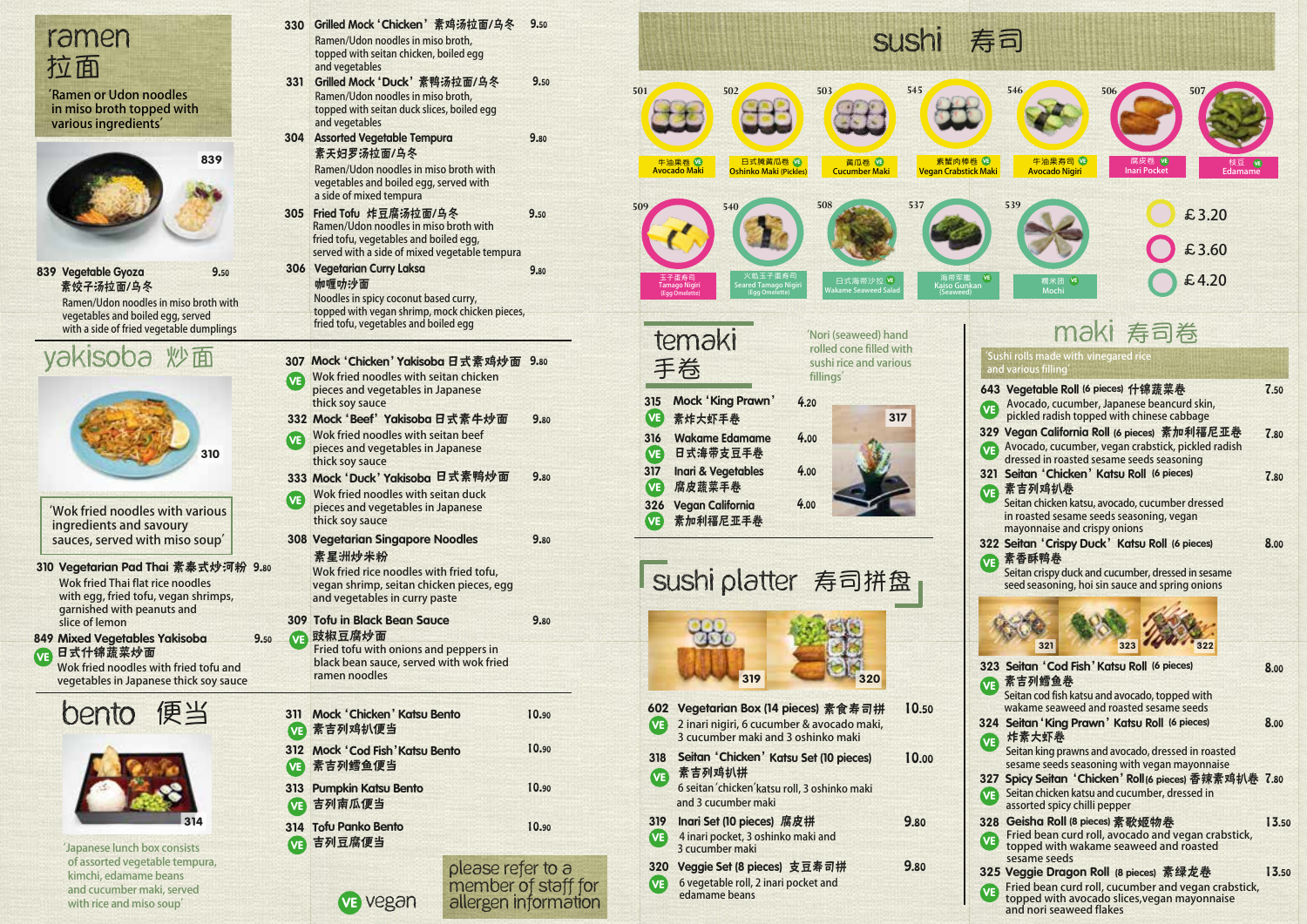# ramen 拉面

'Ramen or Udon noodles in miso broth topped with various ingredients'

839

**839 Vegetable Gyoza** 9.50
素饺子汤拉面/乌冬
Ramen/Udon noodles in miso broth with vegetables and boiled egg, served with a side of fried vegetable dumplings

**330 Grilled Mock 'Chicken' 素鸡汤拉面/乌冬** 9.50
Ramen/Udon noodles in miso broth, topped with seitan chicken, boiled egg and vegetables

**331 Grilled Mock 'Duck' 素鸭汤拉面/乌冬** 9.50
Ramen/Udon noodles in miso broth, topped with seitan duck slices, boiled egg and vegetables

**304 Assorted Vegetable Tempura** 9.80
素天妇罗汤拉面/乌冬
Ramen/Udon noodles in miso broth with vegetables and boiled egg, served with a side of mixed tempura

**305 Fried Tofu 炸豆腐汤拉面/乌冬** 9.50
Ramen/Udon noodles in miso broth with fried tofu, vegetables and boiled egg, served with a side of mixed vegetable tempura

**306 Vegetarian Curry Laksa** 9.80
咖喱叻沙面
Noodles in spicy coconut based curry, topped with vegan shrimp, mock chicken pieces, fried tofu, vegetables and boiled egg

# yakisoba 炒面

310

'Wok fried noodles with various ingredients and savoury sauces, served with miso soup'

**310 Vegetarian Pad Thai 素泰式炒河粉** 9.80
Wok fried Thai flat rice noodles with egg, fried tofu, vegan shrimps, garnished with peanuts and slice of lemon

**849 Mixed Vegetables Yakisoba** 9.50
VE 日式什锦蔬菜炒面
Wok fried noodles with fried tofu and vegetables in Japanese thick soy sauce

**307 Mock 'Chicken' Yakisoba 日式素鸡炒面** 9.80
VE Wok fried noodles with seitan chicken pieces and vegetables in Japanese thick soy sauce

**332 Mock 'Beef' Yakisoba 日式素牛炒面** 9.80
VE Wok fried noodles with seitan beef pieces and vegetables in Japanese thick soy sauce

**333 Mock 'Duck' Yakisoba 日式素鸭炒面** 9.80
VE Wok fried noodles with seitan duck pieces and vegetables in Japanese thick soy sauce

**308 Vegetarian Singapore Noodles** 9.80
素星洲炒米粉
Wok fried rice noodles with fried tofu, vegan shrimp, seitan chicken pieces, egg and vegetables in curry paste

**309 Tofu in Black Bean Sauce** 9.80
VE 豉椒豆腐炒面
Fried tofu with onions and peppers in black bean sauce, served with wok fried ramen noodles

# bento 便当

314

'Japanese lunch box consists of assorted vegetable tempura, kimchi, edamame beans and cucumber maki, served with rice and miso soup'

**311 Mock 'Chicken' Katsu Bento** 10.90
VE 素吉列鸡扒便当

**312 Mock 'Cod Fish' Katsu Bento** 10.90
VE 素吉列鳕鱼便当

**313 Pumpkin Katsu Bento** 10.90
VE 吉列南瓜便当

**314 Tofu Panko Bento** 10.90
VE 吉列豆腐便当

VE vegan

please refer to a member of staff for allergen information

# sushi 寿司

- 501 牛油果卷 VE Avocado Maki
- 502 日式腌萝卜卷 VE Oshinko Maki (Pickles)
- 503 黄瓜卷 VE Cucumber Maki
- 545 素蟹肉棒卷 VE Vegan Crabstick Maki
- 546 牛油果寿司 VE Avocado Nigiri
- 506 腐皮卷 VE Inari Pocket
- 507 枝豆 VE Edamame
- 509 玉子蛋寿司 Tamago Nigiri (Egg Omelette)
- 540 火焰玉子蛋寿司 Seared Tamago Nigiri (Egg Omelette)
- 508 日式海带沙拉 VE Wakame Seaweed Salad
- 537 海带军舰 VE Kaiso Gunkan (Seaweed)
- 539 糯米团 VE Mochi

£3.20 / £3.60 / £4.20

# temaki 手卷

'Nori (seaweed) hand rolled cone filled with sushi rice and various fillings'

317

**315 Mock 'King Prawn'** 4.20
VE 素炸大虾手卷

**316 Wakame Edamame** 4.00
VE 日式海带支豆手卷

**317 Inari & Vegetables** 4.00
VE 腐皮蔬菜手卷

**326 Vegan California** 4.00
VE 素加利福尼亚手卷

# sushi platter 寿司拼盘

319 320

**602 Vegetarian Box (14 pieces) 素食寿司拼** 10.50
VE 2 inari nigiri, 6 cucumber & avocado maki, 3 cucumber maki and 3 oshinko maki

**318 Seitan 'Chicken' Katsu Set (10 pieces)** 10.00
VE 素吉列鸡扒拼
6 seitan 'chicken' katsu roll, 3 oshinko maki and 3 cucumber maki

**319 Inari Set (10 pieces) 腐皮拼** 9.80
VE 4 inari pocket, 3 oshinko maki and 3 cucumber maki

**320 Veggie Set (8 pieces) 支豆寿司拼** 9.80
VE 6 vegetable roll, 2 inari pocket and edamame beans

# maki 寿司卷

'Sushi rolls made with vinegared rice and various filling'

**643 Vegetable Roll (6 pieces) 什锦蔬菜卷** 7.50
VE Avocado, cucumber, Japanese beancurd skin, pickled radish topped with chinese cabbage

**329 Vegan California Roll (6 pieces) 素加利福尼亚卷** 7.80
VE Avocado, cucumber, vegan crabstick, pickled radish dressed in roasted sesame seeds seasoning

**321 Seitan 'Chicken' Katsu Roll (6 pieces)** 7.80
VE 素吉列鸡扒卷
Seitan chicken katsu, avocado, cucumber dressed in roasted sesame seeds seasoning, vegan mayonnaise and crispy onions

**322 Seitan 'Crispy Duck' Katsu Roll (6 pieces)** 8.00
VE 素香酥鸭卷
Seitan crispy duck and cucumber, dressed in sesame seed seasoning, hoi sin sauce and spring onions

321 323 322

**323 Seitan 'Cod Fish' Katsu Roll (6 pieces)** 8.00
VE 素吉列鳕鱼卷
Seitan cod fish katsu and avocado, topped with wakame seaweed and roasted sesame seeds

**324 Seitan 'King Prawn' Katsu Roll (6 pieces)** 8.00
VE 炸素大虾卷
Seitan king prawns and avocado, dressed in roasted sesame seeds seasoning with vegan mayonnaise

**327 Spicy Seitan 'Chicken' Roll (6 pieces) 香辣素鸡扒卷** 7.80
VE Seitan chicken katsu and cucumber, dressed in assorted spicy chilli pepper

**328 Geisha Roll (8 pieces) 素歌姬物卷** 13.50
VE Fried bean curd roll, avocado and vegan crabstick, topped with wakame seaweed and roasted sesame seeds

**325 Veggie Dragon Roll (8 pieces) 素绿龙卷** 13.50
VE Fried bean curd roll, cucumber and vegan crabstick, topped with avocado slices, vegan mayonnaise and nori seaweed flakes